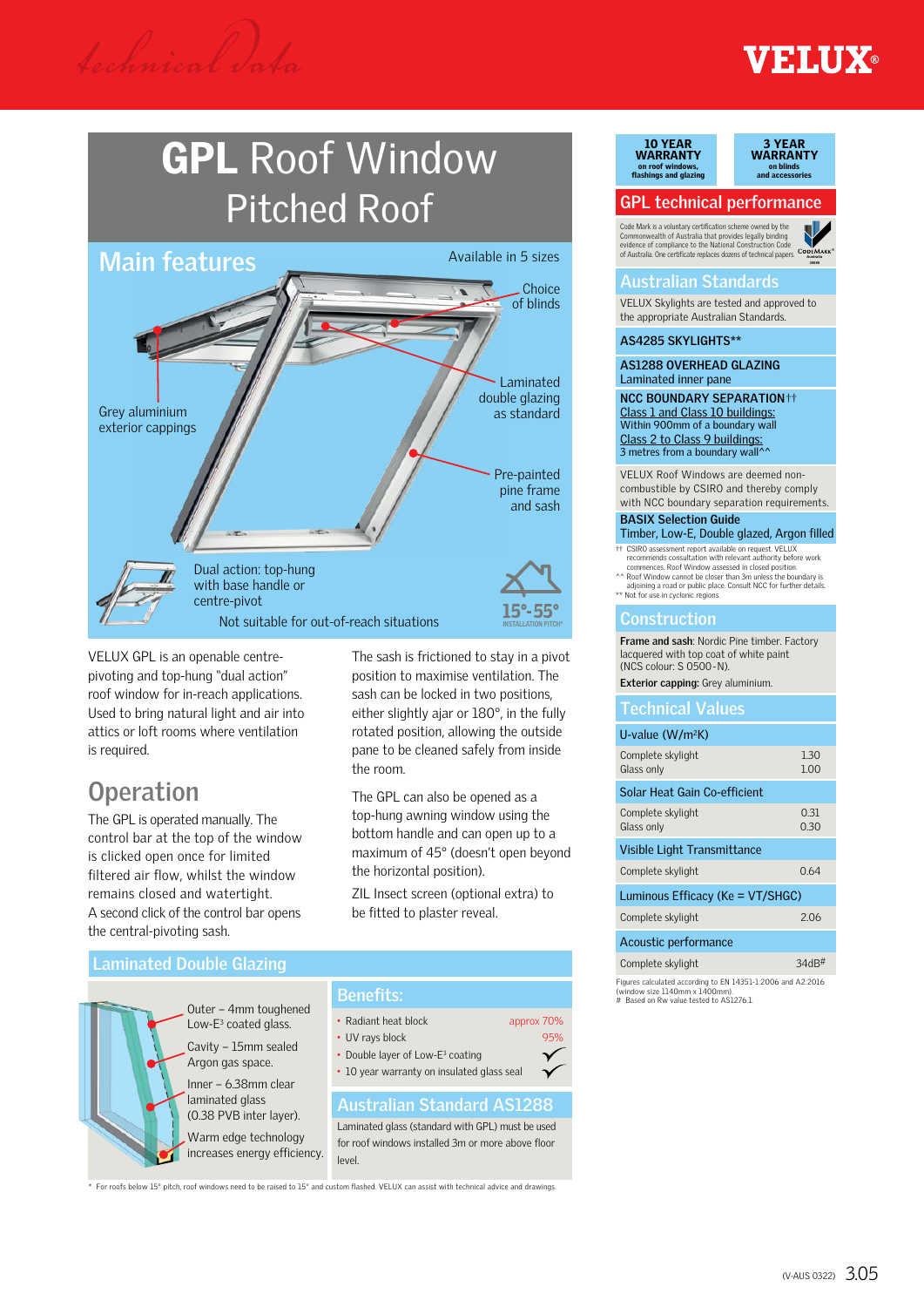*Technical Data*

**VELUX®**

# GPL Roof Window
## Pitched Roof

## Main features

Available in 5 sizes

- Choice of blinds
- Laminated double glazing as standard
- Pre-painted pine frame and sash
- Grey aluminium exterior cappings
- Dual action: top-hung with base handle or centre-pivot

15°-55° INSTALLATION PITCH*

Not suitable for out-of-reach situations

VELUX GPL is an openable centre-pivoting and top-hung "dual action" roof window for in-reach applications. Used to bring natural light and air into attics or loft rooms where ventilation is required.

## Operation

The GPL is operated manually. The control bar at the top of the window is clicked open once for limited filtered air flow, whilst the window remains closed and watertight.
A second click of the control bar opens the central-pivoting sash.

The sash is frictioned to stay in a pivot position to maximise ventilation. The sash can be locked in two positions, either slightly ajar or 180°, in the fully rotated position, allowing the outside pane to be cleaned safely from inside the room.

The GPL can also be opened as a top-hung awning window using the bottom handle and can open up to a maximum of 45° (doesn't open beyond the horizontal position).

ZIL Insect screen (optional extra) to be fitted to plaster reveal.

## Laminated Double Glazing

- Outer – 4mm toughened Low-E³ coated glass.
- Cavity – 15mm sealed Argon gas space.
- Inner – 6.38mm clear laminated glass (0.38 PVB inter layer).
- Warm edge technology increases energy efficiency.

### Benefits:

| | |
|---|---|
| • Radiant heat block | approx 70% |
| • UV rays block | 95% |
| • Double layer of Low-E³ coating | ✓ |
| • 10 year warranty on insulated glass seal | ✓ |

### Australian Standard AS1288

Laminated glass (standard with GPL) must be used for roof windows installed 3m or more above floor level.

\* For roofs below 15° pitch, roof windows need to be raised to 15° and custom flashed. VELUX can assist with technical advice and drawings.

**10 YEAR WARRANTY** on roof windows, flashings and glazing

**3 YEAR WARRANTY** on blinds and accessories

## GPL technical performance

Code Mark is a voluntary certification scheme owned by the Commonwealth of Australia that provides legally binding evidence of compliance to the National Construction Code of Australia. One certificate replaces dozens of technical papers.

### Australian Standards

VELUX Skylights are tested and approved to the appropriate Australian Standards.

**AS4285 SKYLIGHTS\*\***

**AS1288 OVERHEAD GLAZING**
Laminated inner pane

**NCC BOUNDARY SEPARATION††**
Class 1 and Class 10 buildings:
Within 900mm of a boundary wall
Class 2 to Class 9 buildings:
3 metres from a boundary wall^^

VELUX Roof Windows are deemed non-combustible by CSIRO and thereby comply with NCC boundary separation requirements.

**BASIX Selection Guide**
Timber, Low-E, Double glazed, Argon filled

†† CSIRO assessment report available on request. VELUX recommends consultation with relevant authority before work commences. Roof Window assessed in closed position.
^^ Roof Window cannot be closer than 3m unless the boundary is adjoining a road or public place. Consult NCC for further details.
\*\* Not for use in cyclonic regions.

### Construction

**Frame and sash**: Nordic Pine timber. Factory lacquered with top coat of white paint (NCS colour: S 0500-N).

**Exterior capping**: Grey aluminium.

### Technical Values

| U-value (W/m²K) | |
|---|---|
| Complete skylight | 1.30 |
| Glass only | 1.00 |
| **Solar Heat Gain Co-efficient** | |
| Complete skylight | 0.31 |
| Glass only | 0.30 |
| **Visible Light Transmittance** | |
| Complete skylight | 0.64 |
| **Luminous Efficacy (Ke = VT/SHGC)** | |
| Complete skylight | 2.06 |
| **Acoustic performance** | |
| Complete skylight | 34dB# |

Figures calculated according to EN 14351-1:2006 and A2:2016 (window size 1140mm x 1400mm).
\# Based on Rw value tested to AS1276.1

(V-AUS 0322)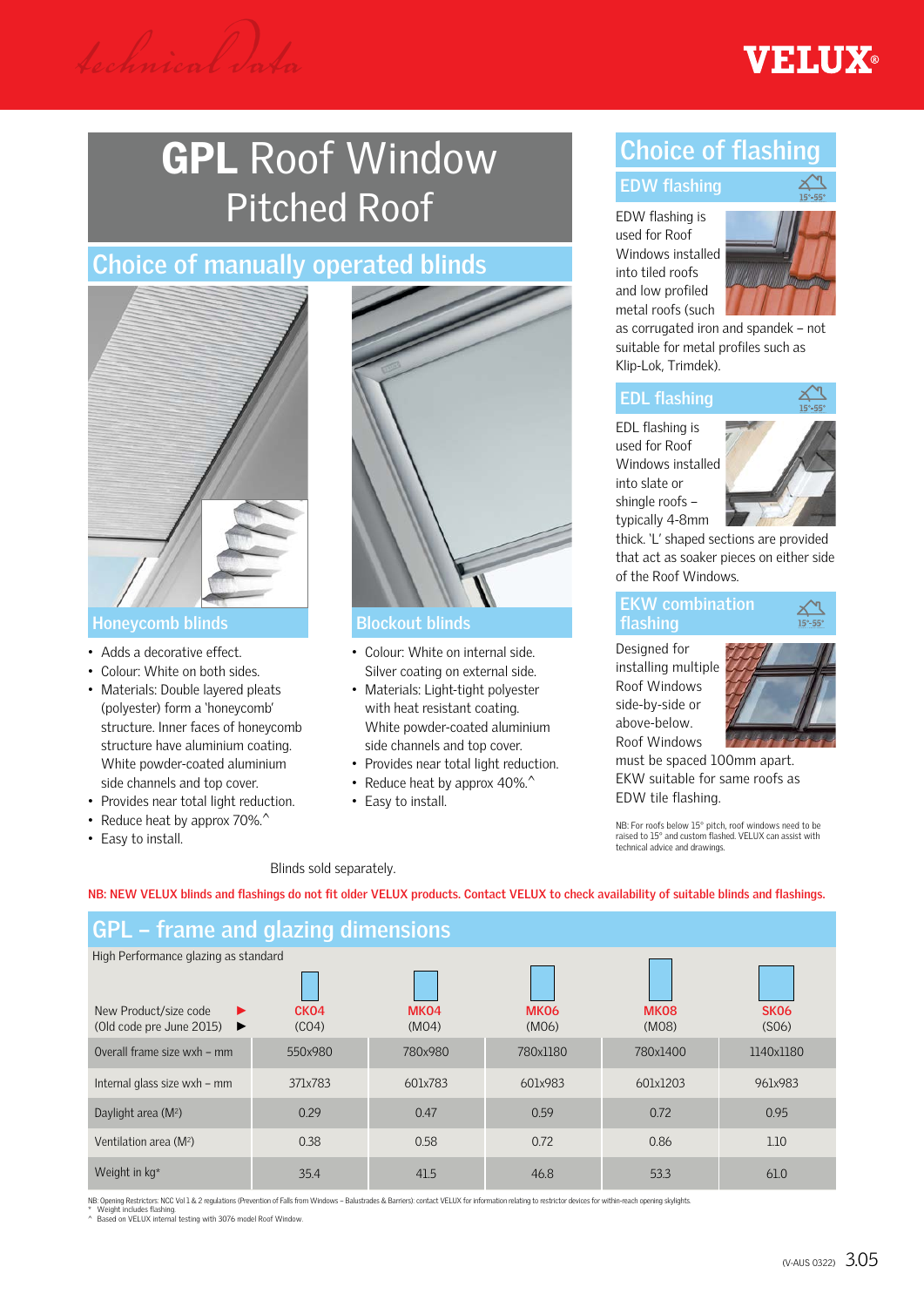# GPL Roof Window Pitched Roof

## Choice of manually operated blinds

### Honeycomb blinds

- Adds a decorative effect.
- Colour: White on both sides.
- Materials: Double layered pleats (polyester) form a 'honeycomb' structure. Inner faces of honeycomb structure have aluminium coating. White powder-coated aluminium side channels and top cover.
- Provides near total light reduction.
- Reduce heat by approx 70%.^
- Easy to install.

### Blockout blinds

- Colour: White on internal side. Silver coating on external side.
- Materials: Light-tight polyester with heat resistant coating. White powder-coated aluminium side channels and top cover.
- Provides near total light reduction.
- Reduce heat by approx 40%.^
- Easy to install.

Blinds sold separately.

## Choice of flashing

### EDW flashing

15°-55°

EDW flashing is used for Roof Windows installed into tiled roofs and low profiled metal roofs (such as corrugated iron and spandek – not suitable for metal profiles such as Klip-Lok, Trimdek).

### EDL flashing

15°-55°

EDL flashing is used for Roof Windows installed into slate or shingle roofs – typically 4-8mm thick. 'L' shaped sections are provided that act as soaker pieces on either side of the Roof Windows.

### EKW combination flashing

15°-55°

Designed for installing multiple Roof Windows side-by-side or above-below. Roof Windows must be spaced 100mm apart. EKW suitable for same roofs as EDW tile flashing.

NB: For roofs below 15° pitch, roof windows need to be raised to 15° and custom flashed. VELUX can assist with technical advice and drawings.

**NB: NEW VELUX blinds and flashings do not fit older VELUX products. Contact VELUX to check availability of suitable blinds and flashings.**

## GPL – frame and glazing dimensions

High Performance glazing as standard

| New Product/size code (Old code pre June 2015) | CK04 (C04) | MK04 (M04) | MK06 (M06) | MK08 (M08) | SK06 (S06) |
|---|---|---|---|---|---|
| Overall frame size wxh – mm | 550x980 | 780x980 | 780x1180 | 780x1400 | 1140x1180 |
| Internal glass size wxh – mm | 371x783 | 601x783 | 601x983 | 601x1203 | 961x983 |
| Daylight area (M²) | 0.29 | 0.47 | 0.59 | 0.72 | 0.95 |
| Ventilation area (M²) | 0.38 | 0.58 | 0.72 | 0.86 | 1.10 |
| Weight in kg* | 35.4 | 41.5 | 46.8 | 53.3 | 61.0 |

NB: Opening Restrictors: NCC Vol 1 & 2 regulations (Prevention of Falls from Windows – Balustrades & Barriers): contact VELUX for information relating to restrictor devices for within-reach opening skylights.
\* Weight includes flashing.
^ Based on VELUX internal testing with 3076 model Roof Window.

(V-AUS 0322)